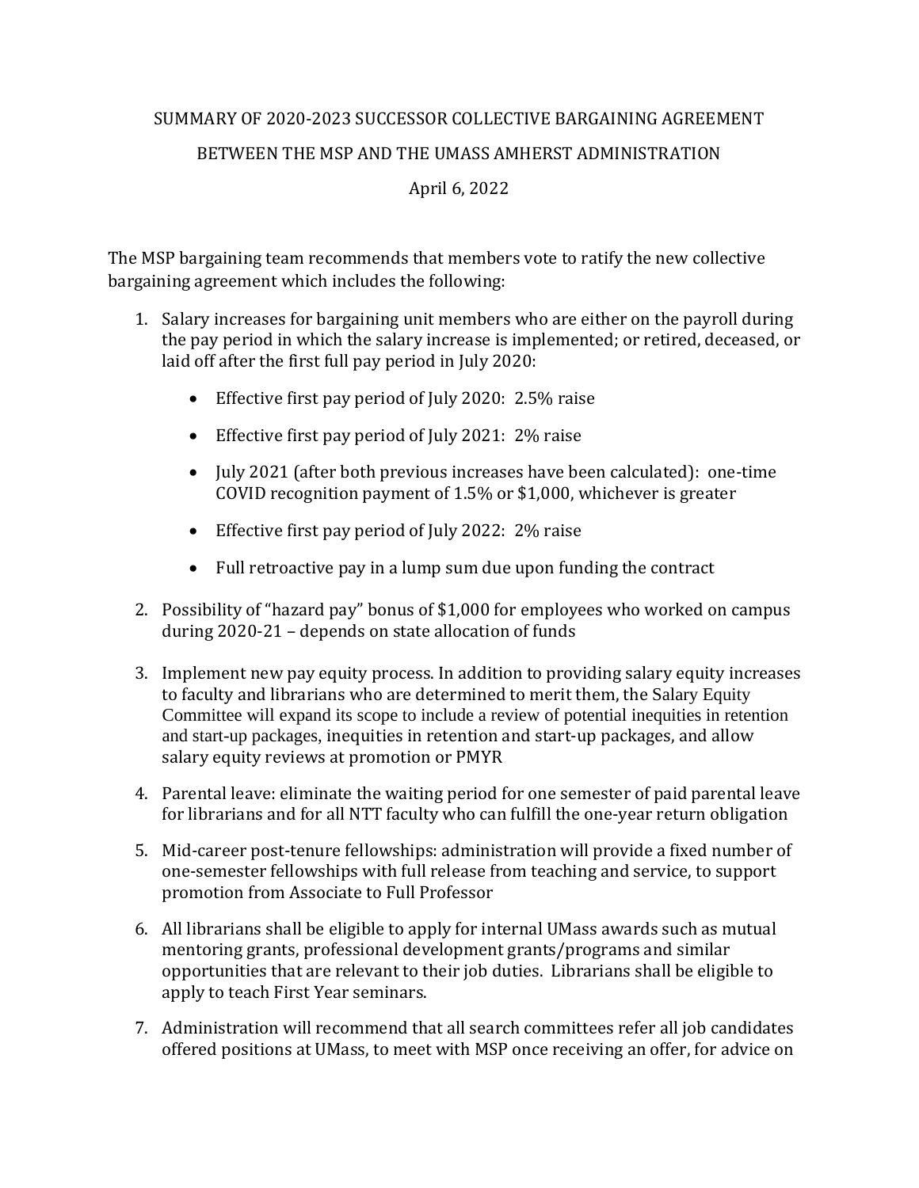SUMMARY OF 2020-2023 SUCCESSOR COLLECTIVE BARGAINING AGREEMENT

BETWEEN THE MSP AND THE UMASS AMHERST ADMINISTRATION

April 6, 2022

The MSP bargaining team recommends that members vote to ratify the new collective bargaining agreement which includes the following:

1. Salary increases for bargaining unit members who are either on the payroll during the pay period in which the salary increase is implemented; or retired, deceased, or laid off after the first full pay period in July 2020:
    - Effective first pay period of July 2020: 2.5% raise
    - Effective first pay period of July 2021: 2% raise
    - July 2021 (after both previous increases have been calculated): one-time COVID recognition payment of 1.5% or $1,000, whichever is greater
    - Effective first pay period of July 2022: 2% raise
    - Full retroactive pay in a lump sum due upon funding the contract
2. Possibility of "hazard pay" bonus of $1,000 for employees who worked on campus during 2020-21 – depends on state allocation of funds
3. Implement new pay equity process. In addition to providing salary equity increases to faculty and librarians who are determined to merit them, the Salary Equity Committee will expand its scope to include a review of potential inequities in retention and start-up packages, inequities in retention and start-up packages, and allow salary equity reviews at promotion or PMYR
4. Parental leave: eliminate the waiting period for one semester of paid parental leave for librarians and for all NTT faculty who can fulfill the one-year return obligation
5. Mid-career post-tenure fellowships: administration will provide a fixed number of one-semester fellowships with full release from teaching and service, to support promotion from Associate to Full Professor
6. All librarians shall be eligible to apply for internal UMass awards such as mutual mentoring grants, professional development grants/programs and similar opportunities that are relevant to their job duties. Librarians shall be eligible to apply to teach First Year seminars.
7. Administration will recommend that all search committees refer all job candidates offered positions at UMass, to meet with MSP once receiving an offer, for advice on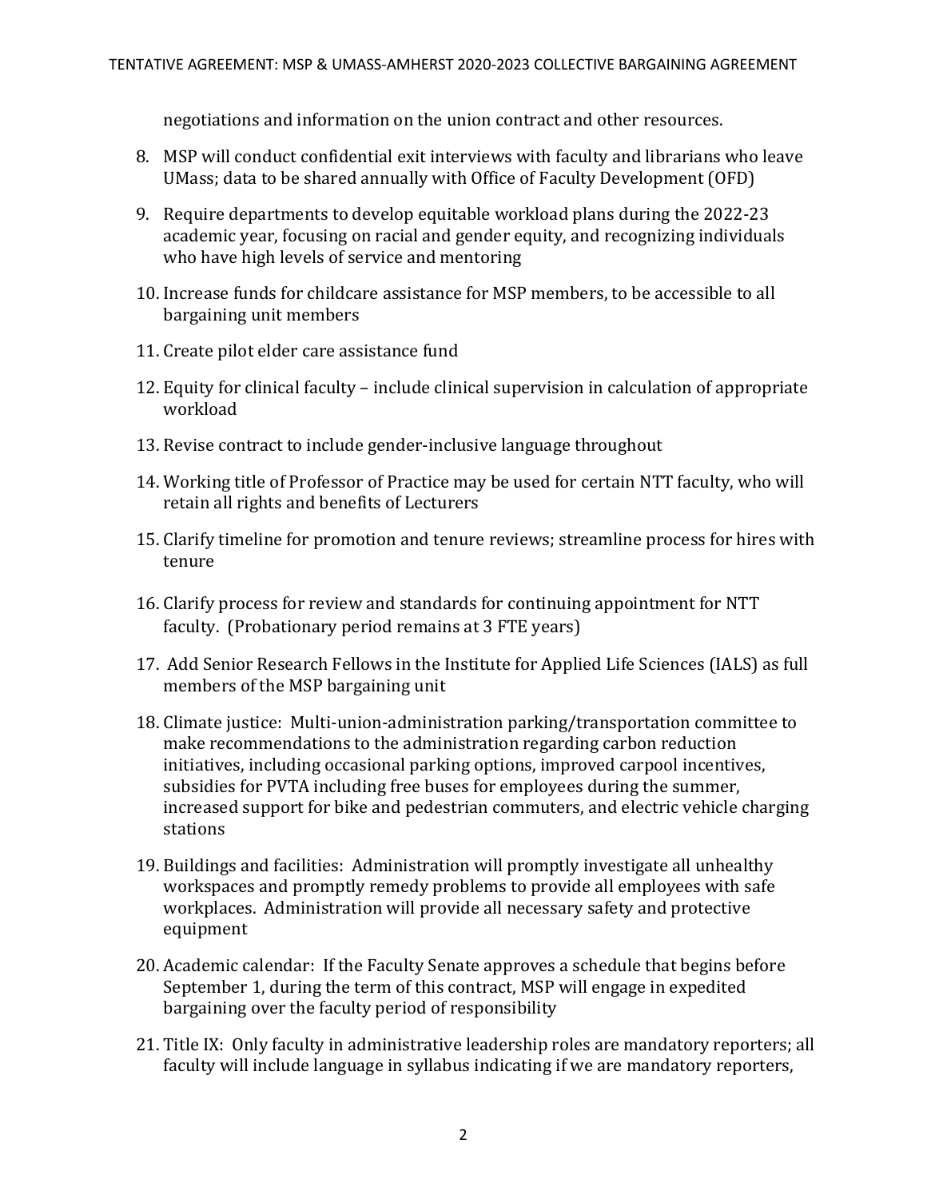negotiations and information on the union contract and other resources.

8. MSP will conduct confidential exit interviews with faculty and librarians who leave UMass; data to be shared annually with Office of Faculty Development (OFD)
9. Require departments to develop equitable workload plans during the 2022-23 academic year, focusing on racial and gender equity, and recognizing individuals who have high levels of service and mentoring
10. Increase funds for childcare assistance for MSP members, to be accessible to all bargaining unit members
11. Create pilot elder care assistance fund
12. Equity for clinical faculty – include clinical supervision in calculation of appropriate workload
13. Revise contract to include gender-inclusive language throughout
14. Working title of Professor of Practice may be used for certain NTT faculty, who will retain all rights and benefits of Lecturers
15. Clarify timeline for promotion and tenure reviews; streamline process for hires with tenure
16. Clarify process for review and standards for continuing appointment for NTT faculty. (Probationary period remains at 3 FTE years)
17. Add Senior Research Fellows in the Institute for Applied Life Sciences (IALS) as full members of the MSP bargaining unit
18. Climate justice: Multi-union-administration parking/transportation committee to make recommendations to the administration regarding carbon reduction initiatives, including occasional parking options, improved carpool incentives, subsidies for PVTA including free buses for employees during the summer, increased support for bike and pedestrian commuters, and electric vehicle charging stations
19. Buildings and facilities: Administration will promptly investigate all unhealthy workspaces and promptly remedy problems to provide all employees with safe workplaces. Administration will provide all necessary safety and protective equipment
20. Academic calendar: If the Faculty Senate approves a schedule that begins before September 1, during the term of this contract, MSP will engage in expedited bargaining over the faculty period of responsibility
21. Title IX: Only faculty in administrative leadership roles are mandatory reporters; all faculty will include language in syllabus indicating if we are mandatory reporters,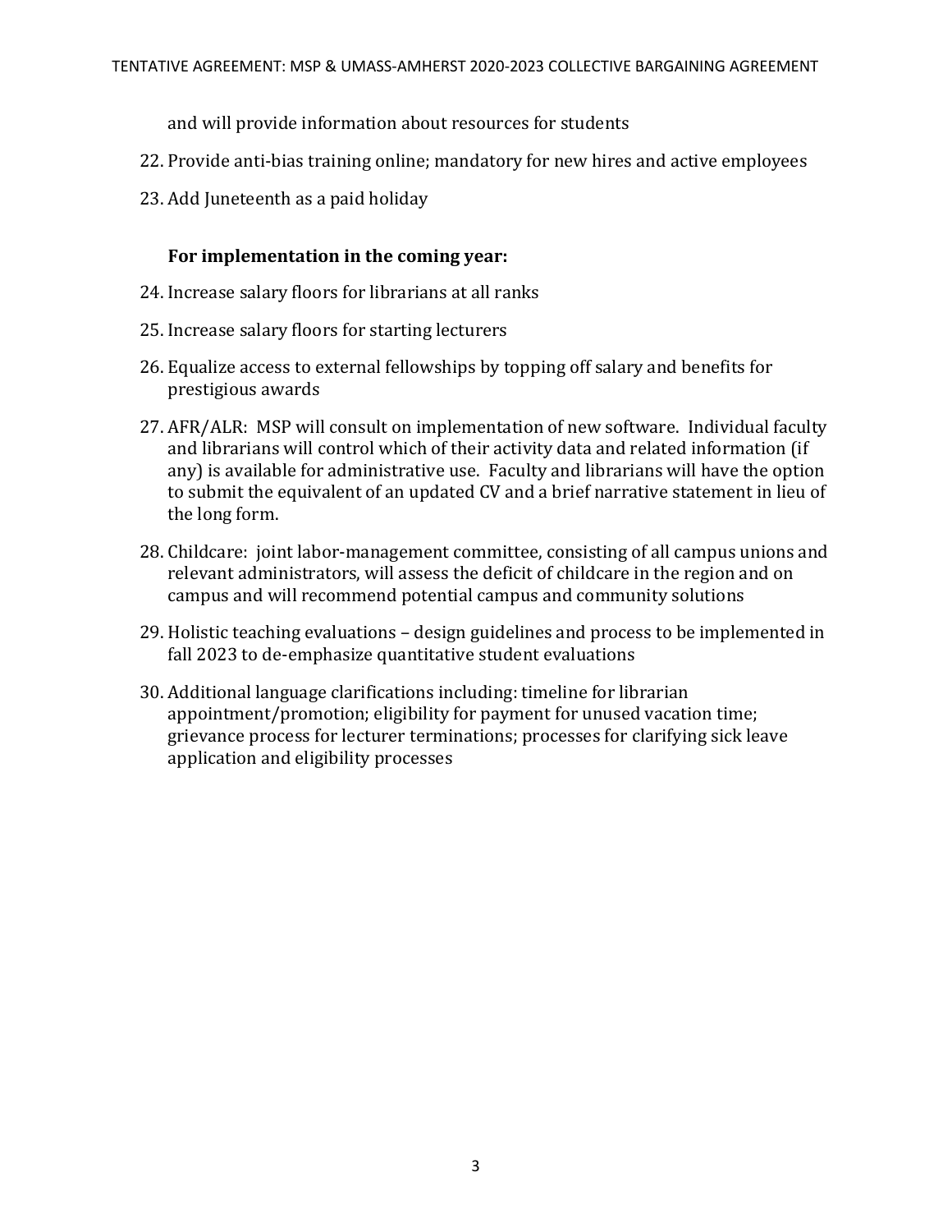and will provide information about resources for students

22. Provide anti-bias training online; mandatory for new hires and active employees
23. Add Juneteenth as a paid holiday

**For implementation in the coming year:**

24. Increase salary floors for librarians at all ranks
25. Increase salary floors for starting lecturers
26. Equalize access to external fellowships by topping off salary and benefits for prestigious awards
27. AFR/ALR: MSP will consult on implementation of new software. Individual faculty and librarians will control which of their activity data and related information (if any) is available for administrative use. Faculty and librarians will have the option to submit the equivalent of an updated CV and a brief narrative statement in lieu of the long form.
28. Childcare: joint labor-management committee, consisting of all campus unions and relevant administrators, will assess the deficit of childcare in the region and on campus and will recommend potential campus and community solutions
29. Holistic teaching evaluations – design guidelines and process to be implemented in fall 2023 to de-emphasize quantitative student evaluations
30. Additional language clarifications including: timeline for librarian appointment/promotion; eligibility for payment for unused vacation time; grievance process for lecturer terminations; processes for clarifying sick leave application and eligibility processes